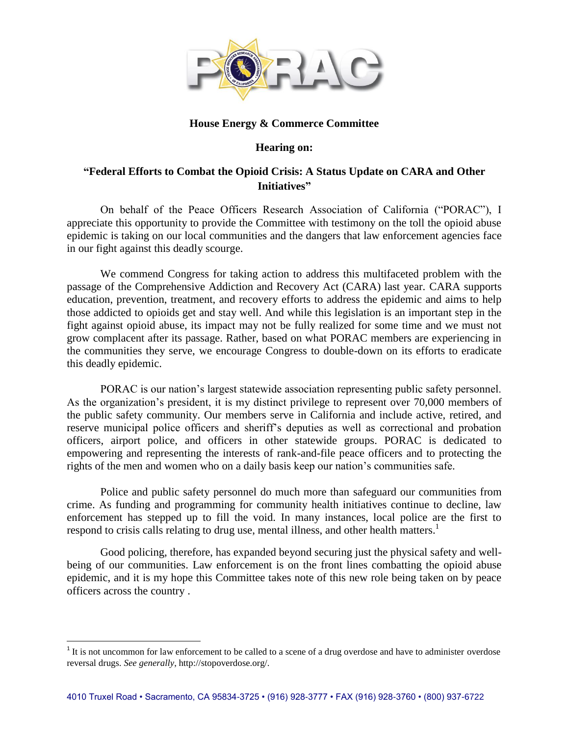**House Energy & Commerce Committee**

**Hearing on:**

**"Federal Efforts to Combat the Opioid Crisis: A Status Update on CARA and Other Initiatives"**

On behalf of the Peace Officers Research Association of California ("PORAC"), I appreciate this opportunity to provide the Committee with testimony on the toll the opioid abuse epidemic is taking on our local communities and the dangers that law enforcement agencies face in our fight against this deadly scourge.

We commend Congress for taking action to address this multifaceted problem with the passage of the Comprehensive Addiction and Recovery Act (CARA) last year. CARA supports education, prevention, treatment, and recovery efforts to address the epidemic and aims to help those addicted to opioids get and stay well. And while this legislation is an important step in the fight against opioid abuse, its impact may not be fully realized for some time and we must not grow complacent after its passage. Rather, based on what PORAC members are experiencing in the communities they serve, we encourage Congress to double-down on its efforts to eradicate this deadly epidemic.

PORAC is our nation's largest statewide association representing public safety personnel. As the organization's president, it is my distinct privilege to represent over 70,000 members of the public safety community. Our members serve in California and include active, retired, and reserve municipal police officers and sheriff's deputies as well as correctional and probation officers, airport police, and officers in other statewide groups. PORAC is dedicated to empowering and representing the interests of rank-and-file peace officers and to protecting the rights of the men and women who on a daily basis keep our nation's communities safe.

Police and public safety personnel do much more than safeguard our communities from crime. As funding and programming for community health initiatives continue to decline, law enforcement has stepped up to fill the void. In many instances, local police are the first to respond to crisis calls relating to drug use, mental illness, and other health matters.[1]

Good policing, therefore, has expanded beyond securing just the physical safety and well-being of our communities. Law enforcement is on the front lines combatting the opioid abuse epidemic, and it is my hope this Committee takes note of this new role being taken on by peace officers across the country .

[1] It is not uncommon for law enforcement to be called to a scene of a drug overdose and have to administer overdose reversal drugs. *See generally*, http://stopoverdose.org/.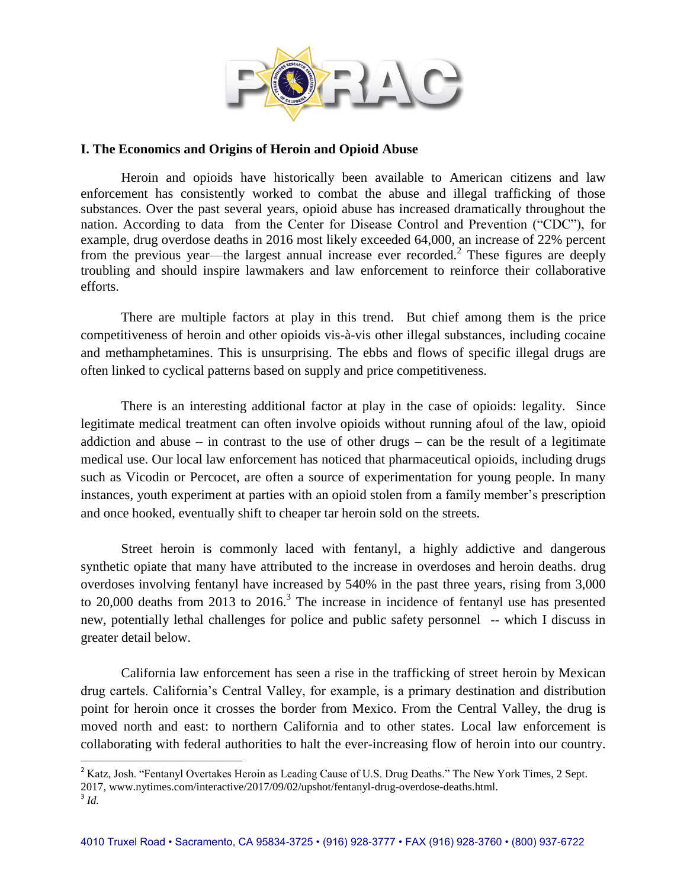## I. The Economics and Origins of Heroin and Opioid Abuse

Heroin and opioids have historically been available to American citizens and law enforcement has consistently worked to combat the abuse and illegal trafficking of those substances. Over the past several years, opioid abuse has increased dramatically throughout the nation. According to data from the Center for Disease Control and Prevention ("CDC"), for example, drug overdose deaths in 2016 most likely exceeded 64,000, an increase of 22% percent from the previous year—the largest annual increase ever recorded.[2] These figures are deeply troubling and should inspire lawmakers and law enforcement to reinforce their collaborative efforts.

There are multiple factors at play in this trend. But chief among them is the price competitiveness of heroin and other opioids vis-à-vis other illegal substances, including cocaine and methamphetamines. This is unsurprising. The ebbs and flows of specific illegal drugs are often linked to cyclical patterns based on supply and price competitiveness.

There is an interesting additional factor at play in the case of opioids: legality. Since legitimate medical treatment can often involve opioids without running afoul of the law, opioid addiction and abuse – in contrast to the use of other drugs – can be the result of a legitimate medical use. Our local law enforcement has noticed that pharmaceutical opioids, including drugs such as Vicodin or Percocet, are often a source of experimentation for young people. In many instances, youth experiment at parties with an opioid stolen from a family member's prescription and once hooked, eventually shift to cheaper tar heroin sold on the streets.

Street heroin is commonly laced with fentanyl, a highly addictive and dangerous synthetic opiate that many have attributed to the increase in overdoses and heroin deaths. drug overdoses involving fentanyl have increased by 540% in the past three years, rising from 3,000 to 20,000 deaths from 2013 to 2016.[3] The increase in incidence of fentanyl use has presented new, potentially lethal challenges for police and public safety personnel -- which I discuss in greater detail below.

California law enforcement has seen a rise in the trafficking of street heroin by Mexican drug cartels. California's Central Valley, for example, is a primary destination and distribution point for heroin once it crosses the border from Mexico. From the Central Valley, the drug is moved north and east: to northern California and to other states. Local law enforcement is collaborating with federal authorities to halt the ever-increasing flow of heroin into our country.

[2] Katz, Josh. "Fentanyl Overtakes Heroin as Leading Cause of U.S. Drug Deaths." The New York Times, 2 Sept. 2017, www.nytimes.com/interactive/2017/09/02/upshot/fentanyl-drug-overdose-deaths.html.

[3] *Id.*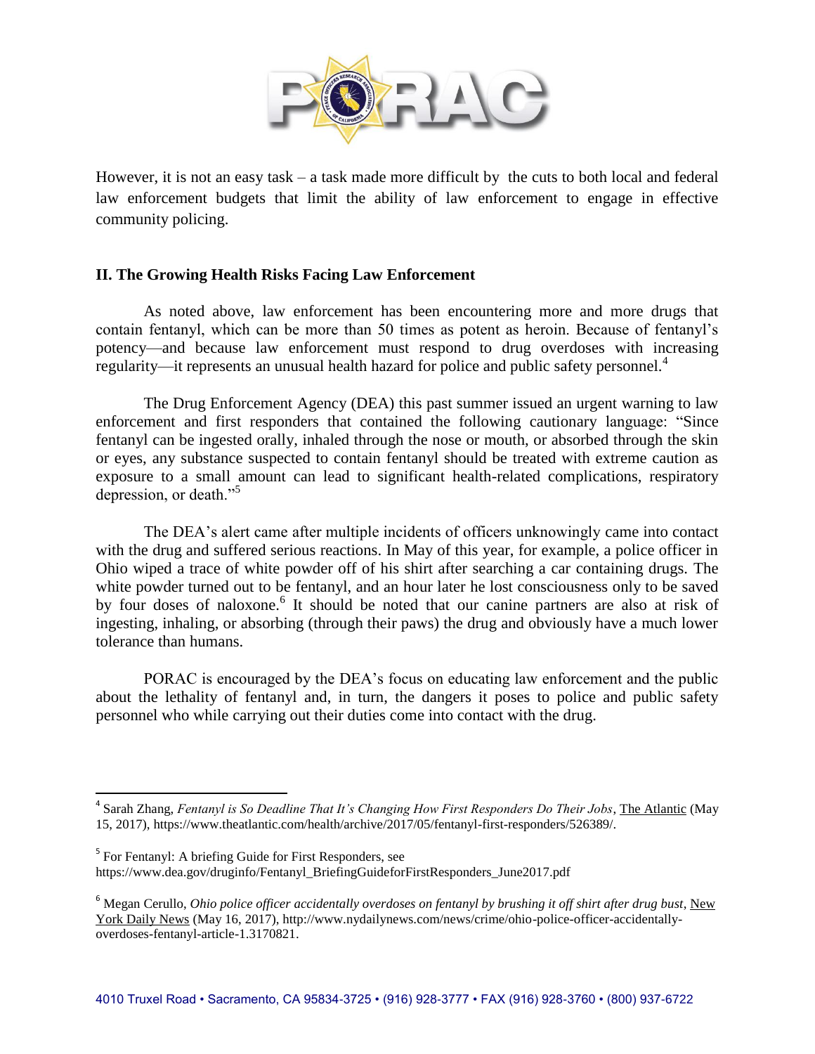However, it is not an easy task – a task made more difficult by the cuts to both local and federal law enforcement budgets that limit the ability of law enforcement to engage in effective community policing.

## II. The Growing Health Risks Facing Law Enforcement

As noted above, law enforcement has been encountering more and more drugs that contain fentanyl, which can be more than 50 times as potent as heroin. Because of fentanyl's potency—and because law enforcement must respond to drug overdoses with increasing regularity—it represents an unusual health hazard for police and public safety personnel.[4]

The Drug Enforcement Agency (DEA) this past summer issued an urgent warning to law enforcement and first responders that contained the following cautionary language: "Since fentanyl can be ingested orally, inhaled through the nose or mouth, or absorbed through the skin or eyes, any substance suspected to contain fentanyl should be treated with extreme caution as exposure to a small amount can lead to significant health-related complications, respiratory depression, or death."[5]

The DEA's alert came after multiple incidents of officers unknowingly came into contact with the drug and suffered serious reactions. In May of this year, for example, a police officer in Ohio wiped a trace of white powder off of his shirt after searching a car containing drugs. The white powder turned out to be fentanyl, and an hour later he lost consciousness only to be saved by four doses of naloxone.[6] It should be noted that our canine partners are also at risk of ingesting, inhaling, or absorbing (through their paws) the drug and obviously have a much lower tolerance than humans.

PORAC is encouraged by the DEA's focus on educating law enforcement and the public about the lethality of fentanyl and, in turn, the dangers it poses to police and public safety personnel who while carrying out their duties come into contact with the drug.

---

[4] Sarah Zhang, *Fentanyl is So Deadline That It's Changing How First Responders Do Their Jobs*, The Atlantic (May 15, 2017), https://www.theatlantic.com/health/archive/2017/05/fentanyl-first-responders/526389/.

[5] For Fentanyl: A briefing Guide for First Responders, see https://www.dea.gov/druginfo/Fentanyl_BriefingGuideforFirstResponders_June2017.pdf

[6] Megan Cerullo, *Ohio police officer accidentally overdoses on fentanyl by brushing it off shirt after drug bust*, New York Daily News (May 16, 2017), http://www.nydailynews.com/news/crime/ohio-police-officer-accidentally-overdoses-fentanyl-article-1.3170821.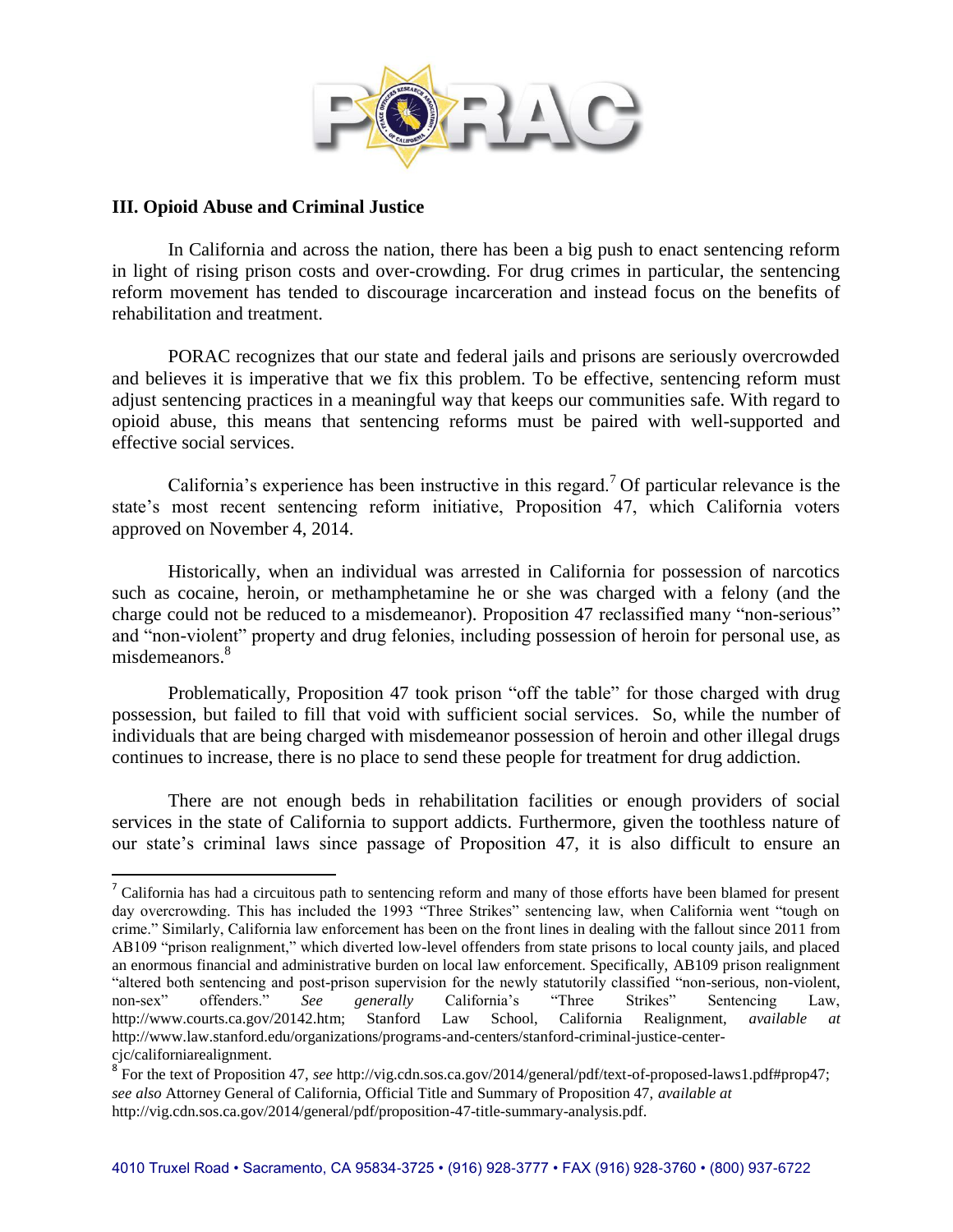### III. Opioid Abuse and Criminal Justice

In California and across the nation, there has been a big push to enact sentencing reform in light of rising prison costs and over-crowding. For drug crimes in particular, the sentencing reform movement has tended to discourage incarceration and instead focus on the benefits of rehabilitation and treatment.

PORAC recognizes that our state and federal jails and prisons are seriously overcrowded and believes it is imperative that we fix this problem. To be effective, sentencing reform must adjust sentencing practices in a meaningful way that keeps our communities safe. With regard to opioid abuse, this means that sentencing reforms must be paired with well-supported and effective social services.

California's experience has been instructive in this regard.[7] Of particular relevance is the state's most recent sentencing reform initiative, Proposition 47, which California voters approved on November 4, 2014.

Historically, when an individual was arrested in California for possession of narcotics such as cocaine, heroin, or methamphetamine he or she was charged with a felony (and the charge could not be reduced to a misdemeanor). Proposition 47 reclassified many "non-serious" and "non-violent" property and drug felonies, including possession of heroin for personal use, as misdemeanors.[8]

Problematically, Proposition 47 took prison "off the table" for those charged with drug possession, but failed to fill that void with sufficient social services. So, while the number of individuals that are being charged with misdemeanor possession of heroin and other illegal drugs continues to increase, there is no place to send these people for treatment for drug addiction.

There are not enough beds in rehabilitation facilities or enough providers of social services in the state of California to support addicts. Furthermore, given the toothless nature of our state's criminal laws since passage of Proposition 47, it is also difficult to ensure an

---

[7] California has had a circuitous path to sentencing reform and many of those efforts have been blamed for present day overcrowding. This has included the 1993 "Three Strikes" sentencing law, when California went "tough on crime." Similarly, California law enforcement has been on the front lines in dealing with the fallout since 2011 from AB109 "prison realignment," which diverted low-level offenders from state prisons to local county jails, and placed an enormous financial and administrative burden on local law enforcement. Specifically, AB109 prison realignment "altered both sentencing and post-prison supervision for the newly statutorily classified "non-serious, non-violent, non-sex" offenders." *See generally* California's "Three Strikes" Sentencing Law, http://www.courts.ca.gov/20142.htm; Stanford Law School, California Realignment, *available at* http://www.law.stanford.edu/organizations/programs-and-centers/stanford-criminal-justice-center-cjc/californiarealignment.

[8] For the text of Proposition 47, *see* http://vig.cdn.sos.ca.gov/2014/general/pdf/text-of-proposed-laws1.pdf#prop47; *see also* Attorney General of California, Official Title and Summary of Proposition 47, *available at* http://vig.cdn.sos.ca.gov/2014/general/pdf/proposition-47-title-summary-analysis.pdf.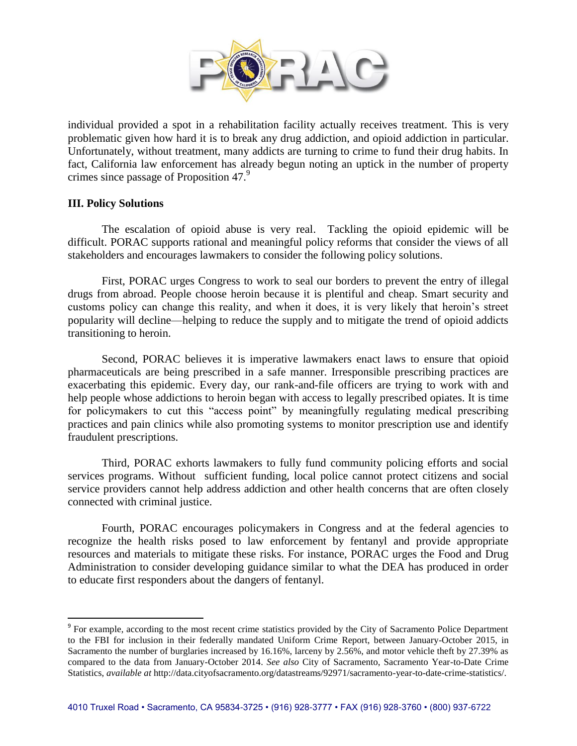individual provided a spot in a rehabilitation facility actually receives treatment. This is very problematic given how hard it is to break any drug addiction, and opioid addiction in particular. Unfortunately, without treatment, many addicts are turning to crime to fund their drug habits. In fact, California law enforcement has already begun noting an uptick in the number of property crimes since passage of Proposition 47.[9]

**III. Policy Solutions**

The escalation of opioid abuse is very real. Tackling the opioid epidemic will be difficult. PORAC supports rational and meaningful policy reforms that consider the views of all stakeholders and encourages lawmakers to consider the following policy solutions.

First, PORAC urges Congress to work to seal our borders to prevent the entry of illegal drugs from abroad. People choose heroin because it is plentiful and cheap. Smart security and customs policy can change this reality, and when it does, it is very likely that heroin's street popularity will decline—helping to reduce the supply and to mitigate the trend of opioid addicts transitioning to heroin.

Second, PORAC believes it is imperative lawmakers enact laws to ensure that opioid pharmaceuticals are being prescribed in a safe manner. Irresponsible prescribing practices are exacerbating this epidemic. Every day, our rank-and-file officers are trying to work with and help people whose addictions to heroin began with access to legally prescribed opiates. It is time for policymakers to cut this "access point" by meaningfully regulating medical prescribing practices and pain clinics while also promoting systems to monitor prescription use and identify fraudulent prescriptions.

Third, PORAC exhorts lawmakers to fully fund community policing efforts and social services programs. Without sufficient funding, local police cannot protect citizens and social service providers cannot help address addiction and other health concerns that are often closely connected with criminal justice.

Fourth, PORAC encourages policymakers in Congress and at the federal agencies to recognize the health risks posed to law enforcement by fentanyl and provide appropriate resources and materials to mitigate these risks. For instance, PORAC urges the Food and Drug Administration to consider developing guidance similar to what the DEA has produced in order to educate first responders about the dangers of fentanyl.

---

[9] For example, according to the most recent crime statistics provided by the City of Sacramento Police Department to the FBI for inclusion in their federally mandated Uniform Crime Report, between January-October 2015, in Sacramento the number of burglaries increased by 16.16%, larceny by 2.56%, and motor vehicle theft by 27.39% as compared to the data from January-October 2014. *See also* City of Sacramento, Sacramento Year-to-Date Crime Statistics, *available at* http://data.cityofsacramento.org/datastreams/92971/sacramento-year-to-date-crime-statistics/.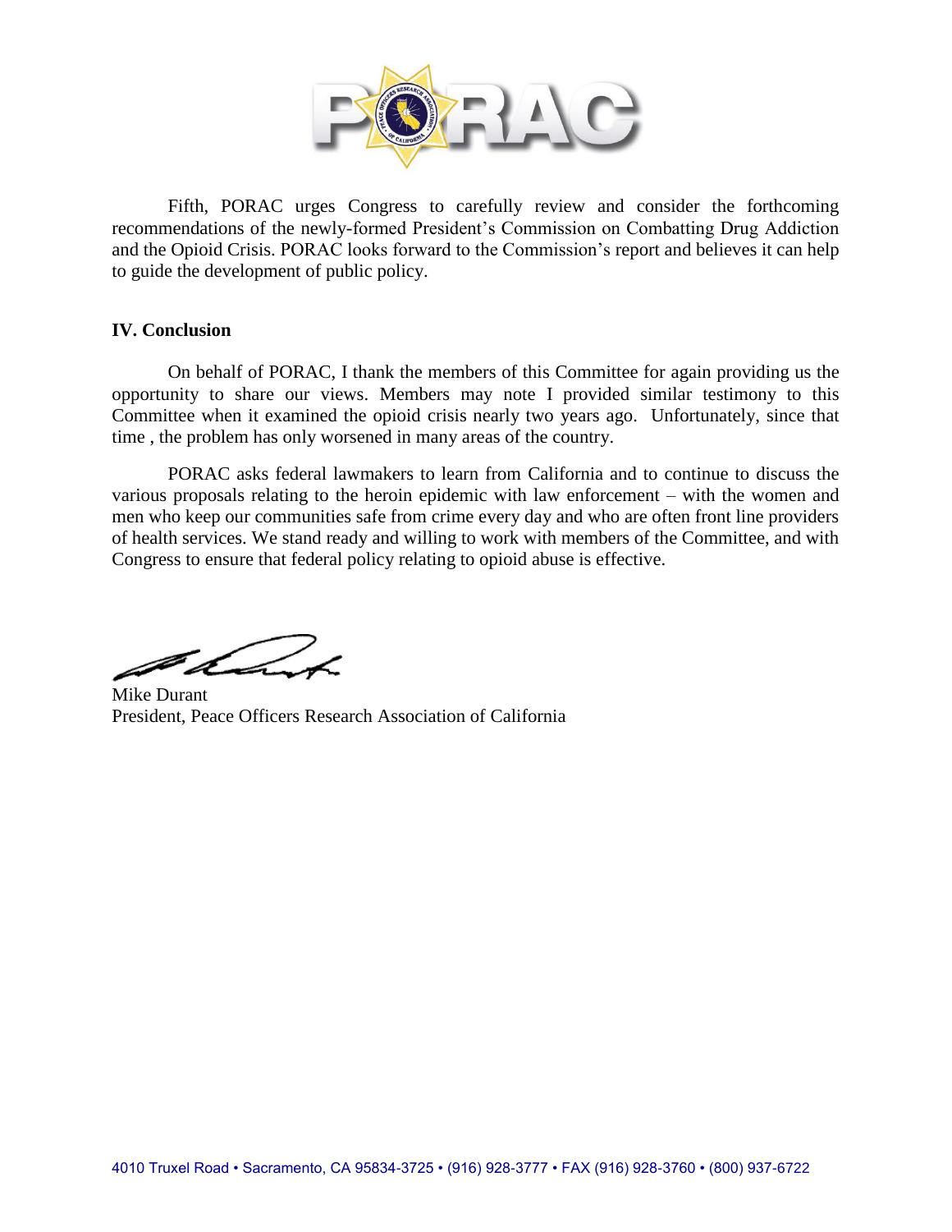Fifth, PORAC urges Congress to carefully review and consider the forthcoming recommendations of the newly-formed President's Commission on Combatting Drug Addiction and the Opioid Crisis. PORAC looks forward to the Commission's report and believes it can help to guide the development of public policy.

**IV. Conclusion**

On behalf of PORAC, I thank the members of this Committee for again providing us the opportunity to share our views. Members may note I provided similar testimony to this Committee when it examined the opioid crisis nearly two years ago. Unfortunately, since that time , the problem has only worsened in many areas of the country.

PORAC asks federal lawmakers to learn from California and to continue to discuss the various proposals relating to the heroin epidemic with law enforcement – with the women and men who keep our communities safe from crime every day and who are often front line providers of health services. We stand ready and willing to work with members of the Committee, and with Congress to ensure that federal policy relating to opioid abuse is effective.

Mike Durant
President, Peace Officers Research Association of California

4010 Truxel Road • Sacramento, CA 95834-3725 • (916) 928-3777 • FAX (916) 928-3760 • (800) 937-6722